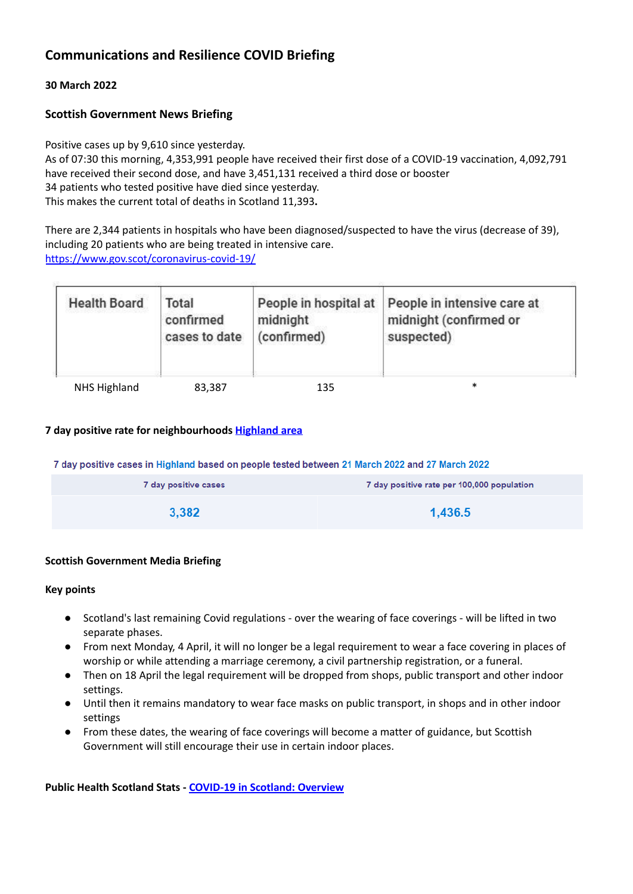# Communications and Resilience COVID Briefing

**30 March 2022**

## Scottish Government News Briefing

Positive cases up by 9,610 since yesterday.
As of 07:30 this morning, 4,353,991 people have received their first dose of a COVID-19 vaccination, 4,092,791 have received their second dose, and have 3,451,131 received a third dose or booster
34 patients who tested positive have died since yesterday.
This makes the current total of deaths in Scotland 11,393**.**

There are 2,344 patients in hospitals who have been diagnosed/suspected to have the virus (decrease of 39), including 20 patients who are being treated in intensive care.
[https://www.gov.scot/coronavirus-covid-19/](https://www.gov.scot/coronavirus-covid-19/)

| Health Board | Total confirmed cases to date | People in hospital at midnight (confirmed) | People in intensive care at midnight (confirmed or suspected) |
|---|---|---|---|
| NHS Highland | 83,387 | 135 | * |

**7 day positive rate for neighbourhoods [Highland area](#)**

7 day positive cases in Highland based on people tested between 21 March 2022 and 27 March 2022

| 7 day positive cases | 7 day positive rate per 100,000 population |
|---|---|
| 3,382 | 1,436.5 |

**Scottish Government Media Briefing**

**Key points**

- Scotland's last remaining Covid regulations - over the wearing of face coverings - will be lifted in two separate phases.
- From next Monday, 4 April, it will no longer be a legal requirement to wear a face covering in places of worship or while attending a marriage ceremony, a civil partnership registration, or a funeral.
- Then on 18 April the legal requirement will be dropped from shops, public transport and other indoor settings.
- Until then it remains mandatory to wear face masks on public transport, in shops and in other indoor settings
- From these dates, the wearing of face coverings will become a matter of guidance, but Scottish Government will still encourage their use in certain indoor places.

**Public Health Scotland Stats - [COVID-19 in Scotland: Overview](#)**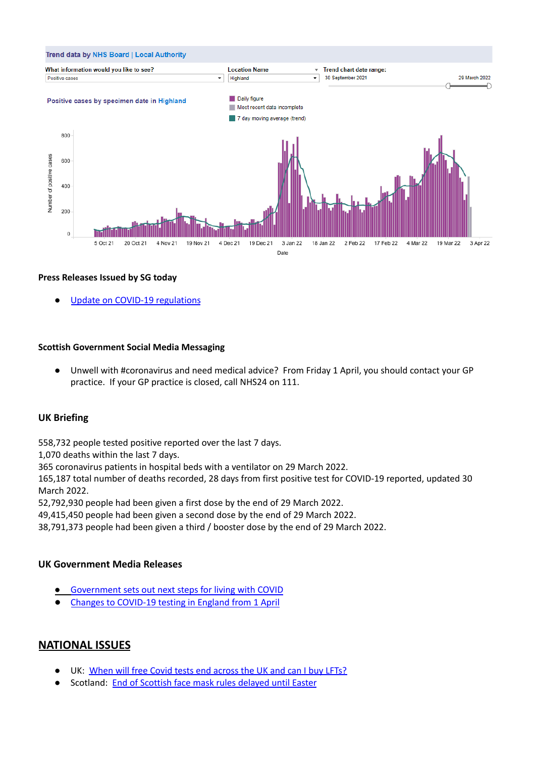Trend data by NHS Board | Local Authority

What information would you like to see? Positive cases

Location Name: Highland

Trend chart date range: 30 September 2021 – 29 March 2022

Positive cases by specimen date in Highland

- Daily figure
- Most recent data incomplete
- 7 day moving average (trend)

Number of positive cases: 0, 200, 400, 600, 800

Date: 5 Oct 21, 20 Oct 21, 4 Nov 21, 19 Nov 21, 4 Dec 21, 19 Dec 21, 3 Jan 22, 18 Jan 22, 2 Feb 22, 17 Feb 22, 4 Mar 22, 19 Mar 22, 3 Apr 22

**Press Releases Issued by SG today**

- [Update on COVID-19 regulations]()

**Scottish Government Social Media Messaging**

- Unwell with #coronavirus and need medical advice? From Friday 1 April, you should contact your GP practice. If your GP practice is closed, call NHS24 on 111.

**UK Briefing**

558,732 people tested positive reported over the last 7 days.
1,070 deaths within the last 7 days.
365 coronavirus patients in hospital beds with a ventilator on 29 March 2022.
165,187 total number of deaths recorded, 28 days from first positive test for COVID-19 reported, updated 30 March 2022.
52,792,930 people had been given a first dose by the end of 29 March 2022.
49,415,450 people had been given a second dose by the end of 29 March 2022.
38,791,373 people had been given a third / booster dose by the end of 29 March 2022.

**UK Government Media Releases**

- [Government sets out next steps for living with COVID]()
- [Changes to COVID-19 testing in England from 1 April]()

## NATIONAL ISSUES

- UK: [When will free Covid tests end across the UK and can I buy LFTs?]()
- Scotland: [End of Scottish face mask rules delayed until Easter]()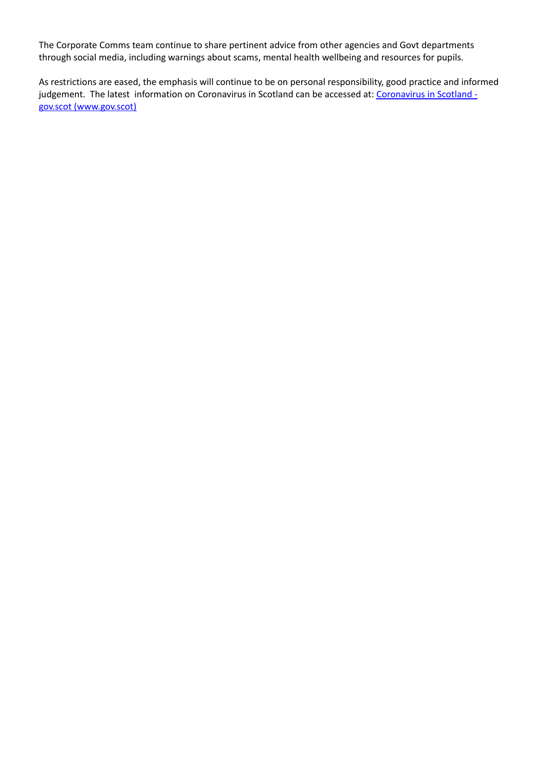The Corporate Comms team continue to share pertinent advice from other agencies and Govt departments through social media, including warnings about scams, mental health wellbeing and resources for pupils.

As restrictions are eased, the emphasis will continue to be on personal responsibility, good practice and informed judgement. The latest information on Coronavirus in Scotland can be accessed at: [Coronavirus in Scotland - gov.scot (www.gov.scot)](https://www.gov.scot)